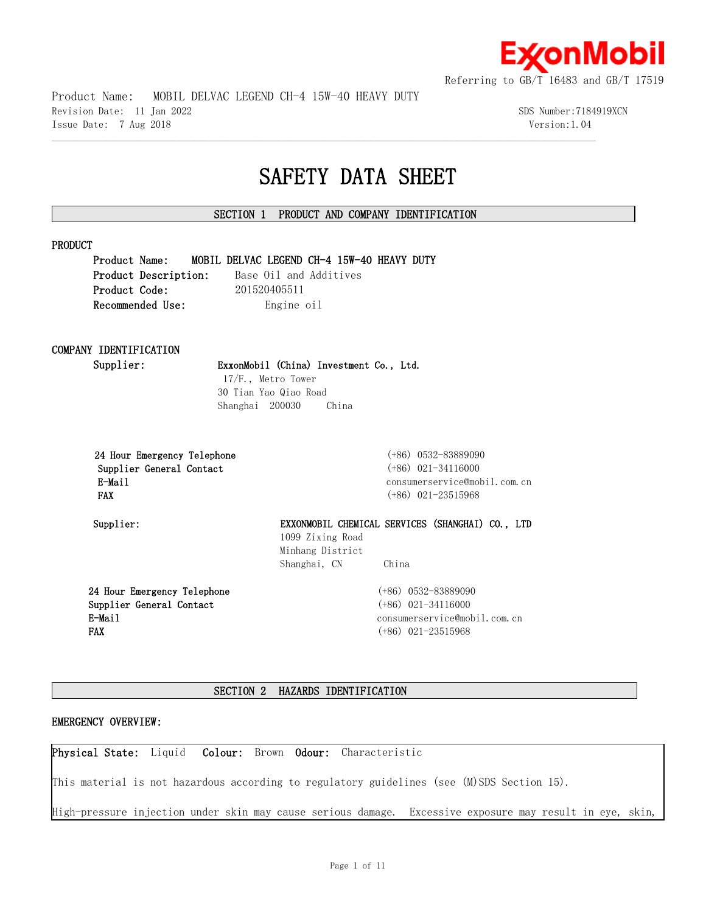ExxonMobil

Referring to GB/T 16483 and GB/T 17519

Product Name: MOBIL DELVAC LEGEND CH-4 15W-40 HEAVY DUTY
Revision Date: 11 Jan 2022
Issue Date: 7 Aug 2018
SDS Number:7184919XCN
Version:1.04

# SAFETY DATA SHEET

## SECTION 1 PRODUCT AND COMPANY IDENTIFICATION

### PRODUCT

**Product Name:** **MOBIL DELVAC LEGEND CH-4 15W-40 HEAVY DUTY**
**Product Description:** Base Oil and Additives
**Product Code:** 201520405511
**Recommended Use:** Engine oil

### COMPANY IDENTIFICATION

**Supplier:** **ExxonMobil (China) Investment Co., Ltd.**
17/F., Metro Tower
30 Tian Yao Qiao Road
Shanghai 200030 China

| | |
|---|---|
| **24 Hour Emergency Telephone** | (+86) 0532-83889090 |
| **Supplier General Contact** | (+86) 021-34116000 |
| **E-Mail** | consumerservice@mobil.com.cn |
| **FAX** | (+86) 021-23515968 |

**Supplier:** **EXXONMOBIL CHEMICAL SERVICES (SHANGHAI) CO., LTD**
1099 Zixing Road
Minhang District
Shanghai, CN China

| | |
|---|---|
| **24 Hour Emergency Telephone** | (+86) 0532-83889090 |
| **Supplier General Contact** | (+86) 021-34116000 |
| **E-Mail** | consumerservice@mobil.com.cn |
| **FAX** | (+86) 021-23515968 |

## SECTION 2 HAZARDS IDENTIFICATION

### EMERGENCY OVERVIEW:

**Physical State:** Liquid **Colour:** Brown **Odour:** Characteristic

This material is not hazardous according to regulatory guidelines (see (M)SDS Section 15).

High-pressure injection under skin may cause serious damage. Excessive exposure may result in eye, skin,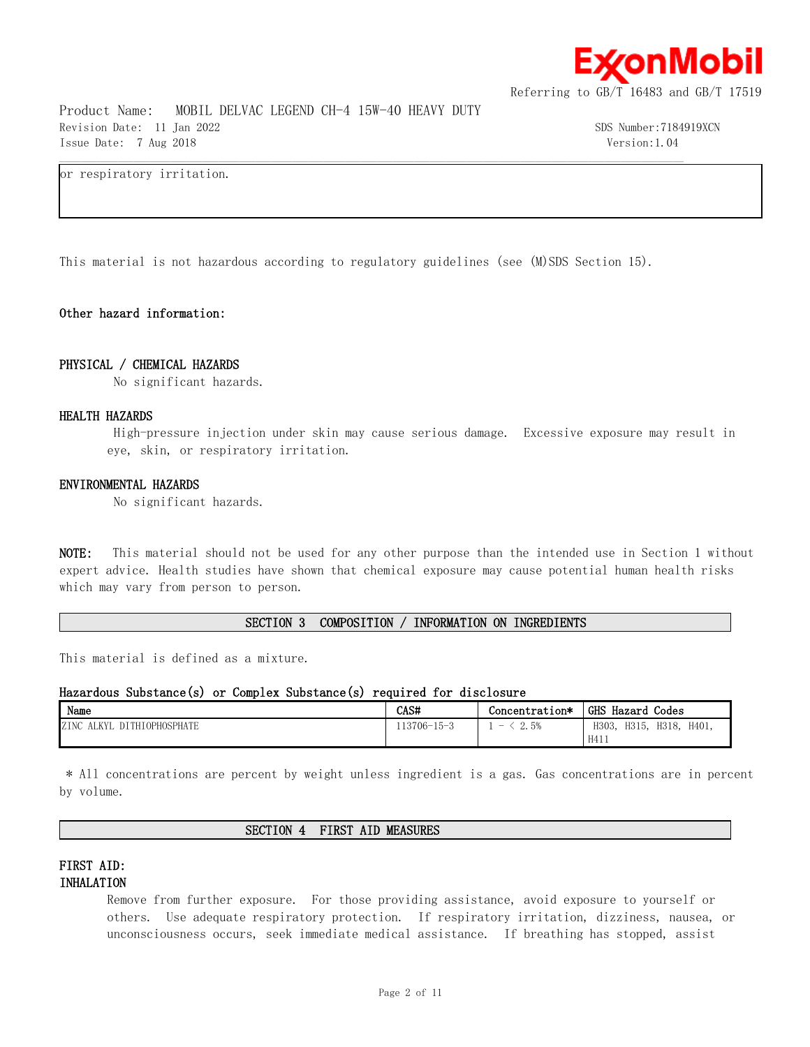or respiratory irritation.

This material is not hazardous according to regulatory guidelines (see (M)SDS Section 15).

**Other hazard information:**

**PHYSICAL / CHEMICAL HAZARDS**

No significant hazards.

**HEALTH HAZARDS**

High-pressure injection under skin may cause serious damage. Excessive exposure may result in eye, skin, or respiratory irritation.

**ENVIRONMENTAL HAZARDS**

No significant hazards.

**NOTE:** This material should not be used for any other purpose than the intended use in Section 1 without expert advice. Health studies have shown that chemical exposure may cause potential human health risks which may vary from person to person.

## SECTION 3 COMPOSITION / INFORMATION ON INGREDIENTS

This material is defined as a mixture.

**Hazardous Substance(s) or Complex Substance(s) required for disclosure**

| Name | CAS# | Concentration* | GHS Hazard Codes |
|---|---|---|---|
| ZINC ALKYL DITHIOPHOSPHATE | 113706-15-3 | 1 - < 2.5% | H303, H315, H318, H401, H411 |

* All concentrations are percent by weight unless ingredient is a gas. Gas concentrations are in percent by volume.

## SECTION 4 FIRST AID MEASURES

**FIRST AID:**

**INHALATION**

Remove from further exposure. For those providing assistance, avoid exposure to yourself or others. Use adequate respiratory protection. If respiratory irritation, dizziness, nausea, or unconsciousness occurs, seek immediate medical assistance. If breathing has stopped, assist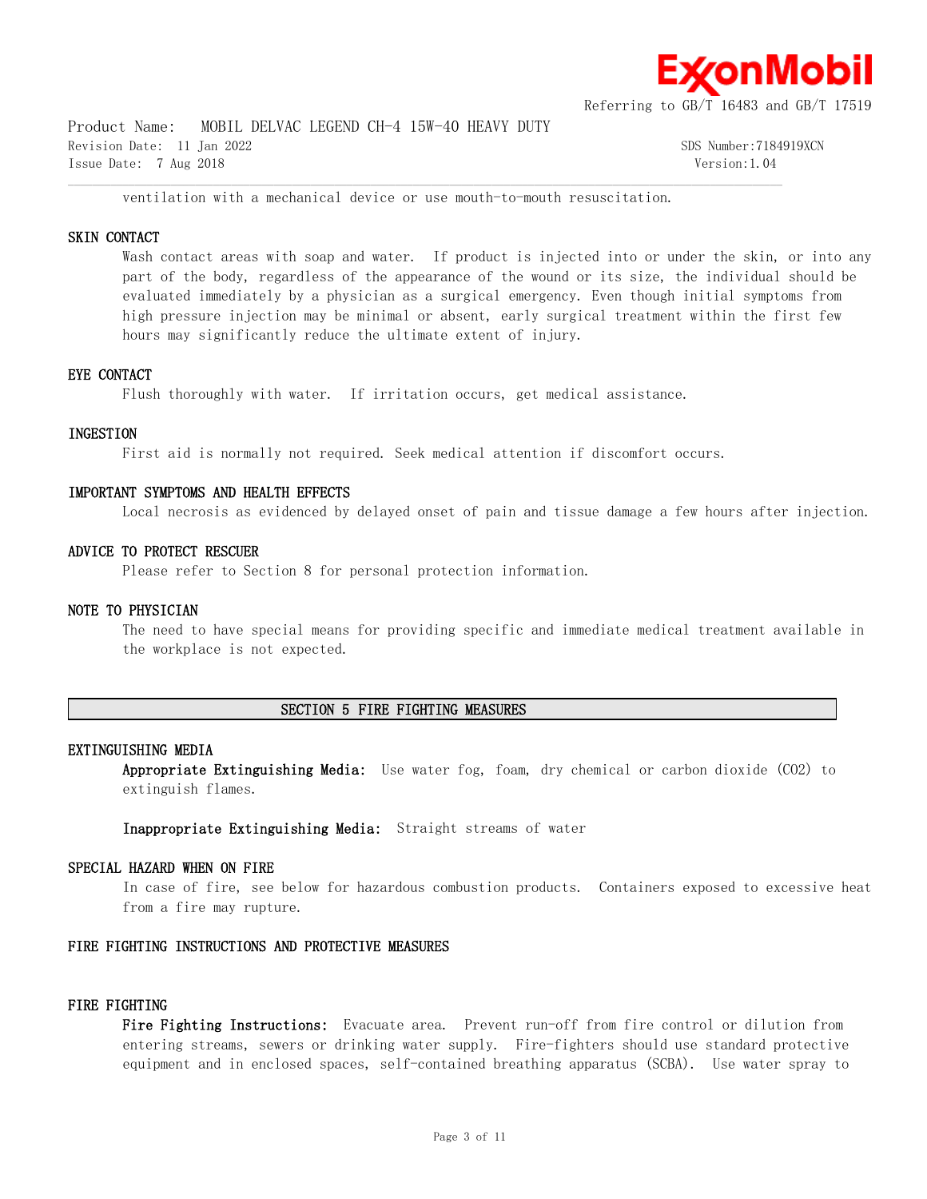ventilation with a mechanical device or use mouth-to-mouth resuscitation.

### SKIN CONTACT

Wash contact areas with soap and water. If product is injected into or under the skin, or into any part of the body, regardless of the appearance of the wound or its size, the individual should be evaluated immediately by a physician as a surgical emergency. Even though initial symptoms from high pressure injection may be minimal or absent, early surgical treatment within the first few hours may significantly reduce the ultimate extent of injury.

### EYE CONTACT

Flush thoroughly with water. If irritation occurs, get medical assistance.

### INGESTION

First aid is normally not required. Seek medical attention if discomfort occurs.

### IMPORTANT SYMPTOMS AND HEALTH EFFECTS

Local necrosis as evidenced by delayed onset of pain and tissue damage a few hours after injection.

### ADVICE TO PROTECT RESCUER

Please refer to Section 8 for personal protection information.

### NOTE TO PHYSICIAN

The need to have special means for providing specific and immediate medical treatment available in the workplace is not expected.

## SECTION 5 FIRE FIGHTING MEASURES

### EXTINGUISHING MEDIA

**Appropriate Extinguishing Media:** Use water fog, foam, dry chemical or carbon dioxide ($CO_2$) to extinguish flames.

**Inappropriate Extinguishing Media:** Straight streams of water

### SPECIAL HAZARD WHEN ON FIRE

In case of fire, see below for hazardous combustion products. Containers exposed to excessive heat from a fire may rupture.

### FIRE FIGHTING INSTRUCTIONS AND PROTECTIVE MEASURES

### FIRE FIGHTING

**Fire Fighting Instructions:** Evacuate area. Prevent run-off from fire control or dilution from entering streams, sewers or drinking water supply. Fire-fighters should use standard protective equipment and in enclosed spaces, self-contained breathing apparatus (SCBA). Use water spray to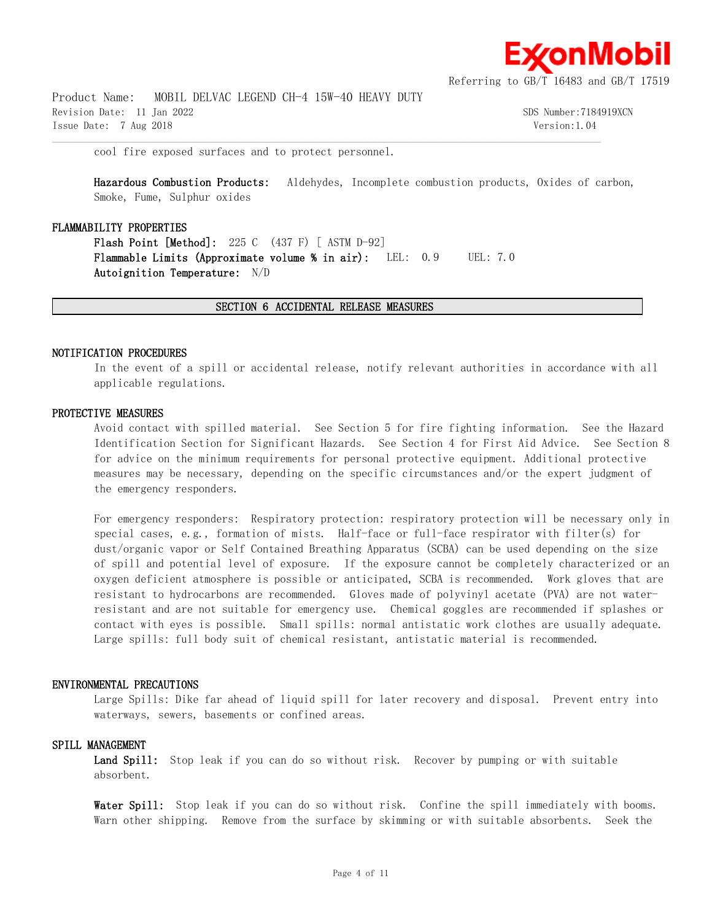cool fire exposed surfaces and to protect personnel.

**Hazardous Combustion Products:** Aldehydes, Incomplete combustion products, Oxides of carbon, Smoke, Fume, Sulphur oxides

### FLAMMABILITY PROPERTIES

**Flash Point [Method]:** 225 C (437 F) [ ASTM D-92]
**Flammable Limits (Approximate volume % in air):** LEL: 0.9 UEL: 7.0
**Autoignition Temperature:** N/D

## SECTION 6 ACCIDENTAL RELEASE MEASURES

### NOTIFICATION PROCEDURES

In the event of a spill or accidental release, notify relevant authorities in accordance with all applicable regulations.

### PROTECTIVE MEASURES

Avoid contact with spilled material. See Section 5 for fire fighting information. See the Hazard Identification Section for Significant Hazards. See Section 4 for First Aid Advice. See Section 8 for advice on the minimum requirements for personal protective equipment. Additional protective measures may be necessary, depending on the specific circumstances and/or the expert judgment of the emergency responders.

For emergency responders: Respiratory protection: respiratory protection will be necessary only in special cases, e.g., formation of mists. Half-face or full-face respirator with filter(s) for dust/organic vapor or Self Contained Breathing Apparatus (SCBA) can be used depending on the size of spill and potential level of exposure. If the exposure cannot be completely characterized or an oxygen deficient atmosphere is possible or anticipated, SCBA is recommended. Work gloves that are resistant to hydrocarbons are recommended. Gloves made of polyvinyl acetate (PVA) are not water-resistant and are not suitable for emergency use. Chemical goggles are recommended if splashes or contact with eyes is possible. Small spills: normal antistatic work clothes are usually adequate. Large spills: full body suit of chemical resistant, antistatic material is recommended.

### ENVIRONMENTAL PRECAUTIONS

Large Spills: Dike far ahead of liquid spill for later recovery and disposal. Prevent entry into waterways, sewers, basements or confined areas.

### SPILL MANAGEMENT

**Land Spill:** Stop leak if you can do so without risk. Recover by pumping or with suitable absorbent.

**Water Spill:** Stop leak if you can do so without risk. Confine the spill immediately with booms. Warn other shipping. Remove from the surface by skimming or with suitable absorbents. Seek the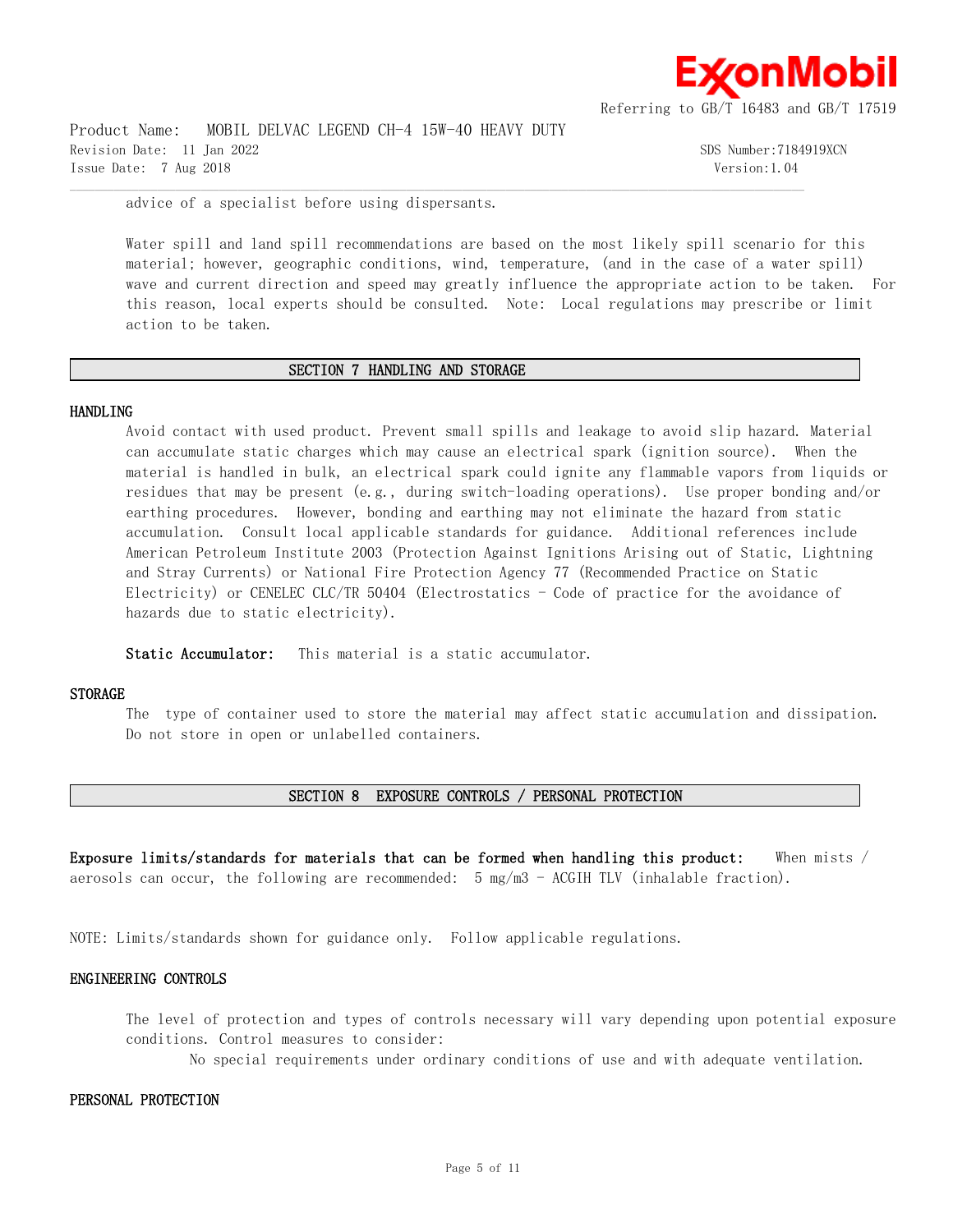advice of a specialist before using dispersants.

Water spill and land spill recommendations are based on the most likely spill scenario for this material; however, geographic conditions, wind, temperature, (and in the case of a water spill) wave and current direction and speed may greatly influence the appropriate action to be taken. For this reason, local experts should be consulted. Note: Local regulations may prescribe or limit action to be taken.

## SECTION 7 HANDLING AND STORAGE

### HANDLING

Avoid contact with used product. Prevent small spills and leakage to avoid slip hazard. Material can accumulate static charges which may cause an electrical spark (ignition source). When the material is handled in bulk, an electrical spark could ignite any flammable vapors from liquids or residues that may be present (e.g., during switch-loading operations). Use proper bonding and/or earthing procedures. However, bonding and earthing may not eliminate the hazard from static accumulation. Consult local applicable standards for guidance. Additional references include American Petroleum Institute 2003 (Protection Against Ignitions Arising out of Static, Lightning and Stray Currents) or National Fire Protection Agency 77 (Recommended Practice on Static Electricity) or CENELEC CLC/TR 50404 (Electrostatics - Code of practice for the avoidance of hazards due to static electricity).

**Static Accumulator:** This material is a static accumulator.

### STORAGE

The type of container used to store the material may affect static accumulation and dissipation. Do not store in open or unlabelled containers.

## SECTION 8 EXPOSURE CONTROLS / PERSONAL PROTECTION

**Exposure limits/standards for materials that can be formed when handling this product:** When mists / aerosols can occur, the following are recommended: 5 mg/m3 - ACGIH TLV (inhalable fraction).

NOTE: Limits/standards shown for guidance only. Follow applicable regulations.

### ENGINEERING CONTROLS

The level of protection and types of controls necessary will vary depending upon potential exposure conditions. Control measures to consider:

No special requirements under ordinary conditions of use and with adequate ventilation.

### PERSONAL PROTECTION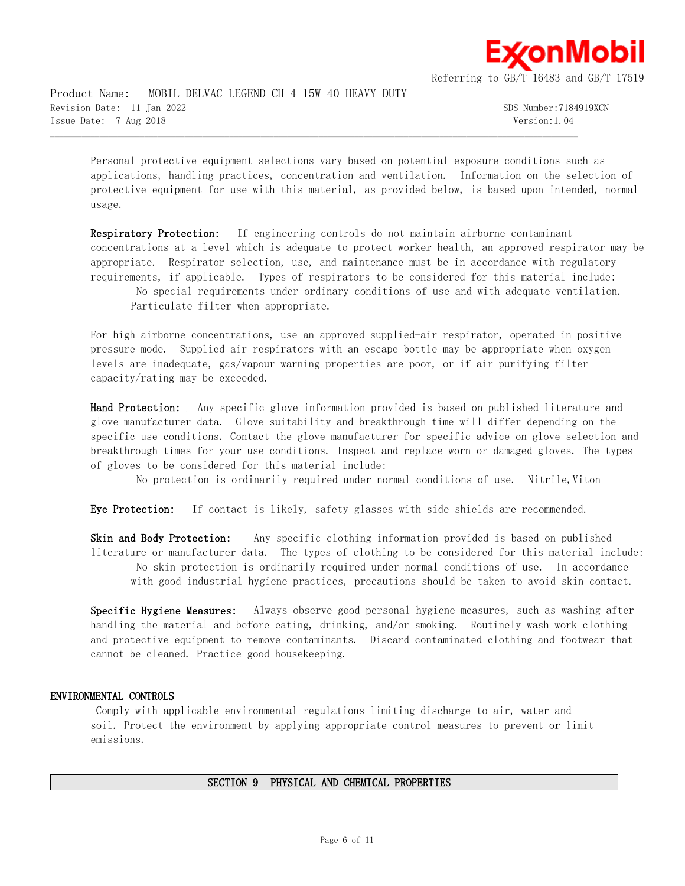Personal protective equipment selections vary based on potential exposure conditions such as applications, handling practices, concentration and ventilation. Information on the selection of protective equipment for use with this material, as provided below, is based upon intended, normal usage.

**Respiratory Protection:** If engineering controls do not maintain airborne contaminant concentrations at a level which is adequate to protect worker health, an approved respirator may be appropriate. Respirator selection, use, and maintenance must be in accordance with regulatory requirements, if applicable. Types of respirators to be considered for this material include:

No special requirements under ordinary conditions of use and with adequate ventilation.
Particulate filter when appropriate.

For high airborne concentrations, use an approved supplied-air respirator, operated in positive pressure mode. Supplied air respirators with an escape bottle may be appropriate when oxygen levels are inadequate, gas/vapour warning properties are poor, or if air purifying filter capacity/rating may be exceeded.

**Hand Protection:** Any specific glove information provided is based on published literature and glove manufacturer data. Glove suitability and breakthrough time will differ depending on the specific use conditions. Contact the glove manufacturer for specific advice on glove selection and breakthrough times for your use conditions. Inspect and replace worn or damaged gloves. The types of gloves to be considered for this material include:

No protection is ordinarily required under normal conditions of use. Nitrile,Viton

**Eye Protection:** If contact is likely, safety glasses with side shields are recommended.

**Skin and Body Protection:** Any specific clothing information provided is based on published literature or manufacturer data. The types of clothing to be considered for this material include:

No skin protection is ordinarily required under normal conditions of use. In accordance with good industrial hygiene practices, precautions should be taken to avoid skin contact.

**Specific Hygiene Measures:** Always observe good personal hygiene measures, such as washing after handling the material and before eating, drinking, and/or smoking. Routinely wash work clothing and protective equipment to remove contaminants. Discard contaminated clothing and footwear that cannot be cleaned. Practice good housekeeping.

## ENVIRONMENTAL CONTROLS

Comply with applicable environmental regulations limiting discharge to air, water and soil. Protect the environment by applying appropriate control measures to prevent or limit emissions.

## SECTION 9 PHYSICAL AND CHEMICAL PROPERTIES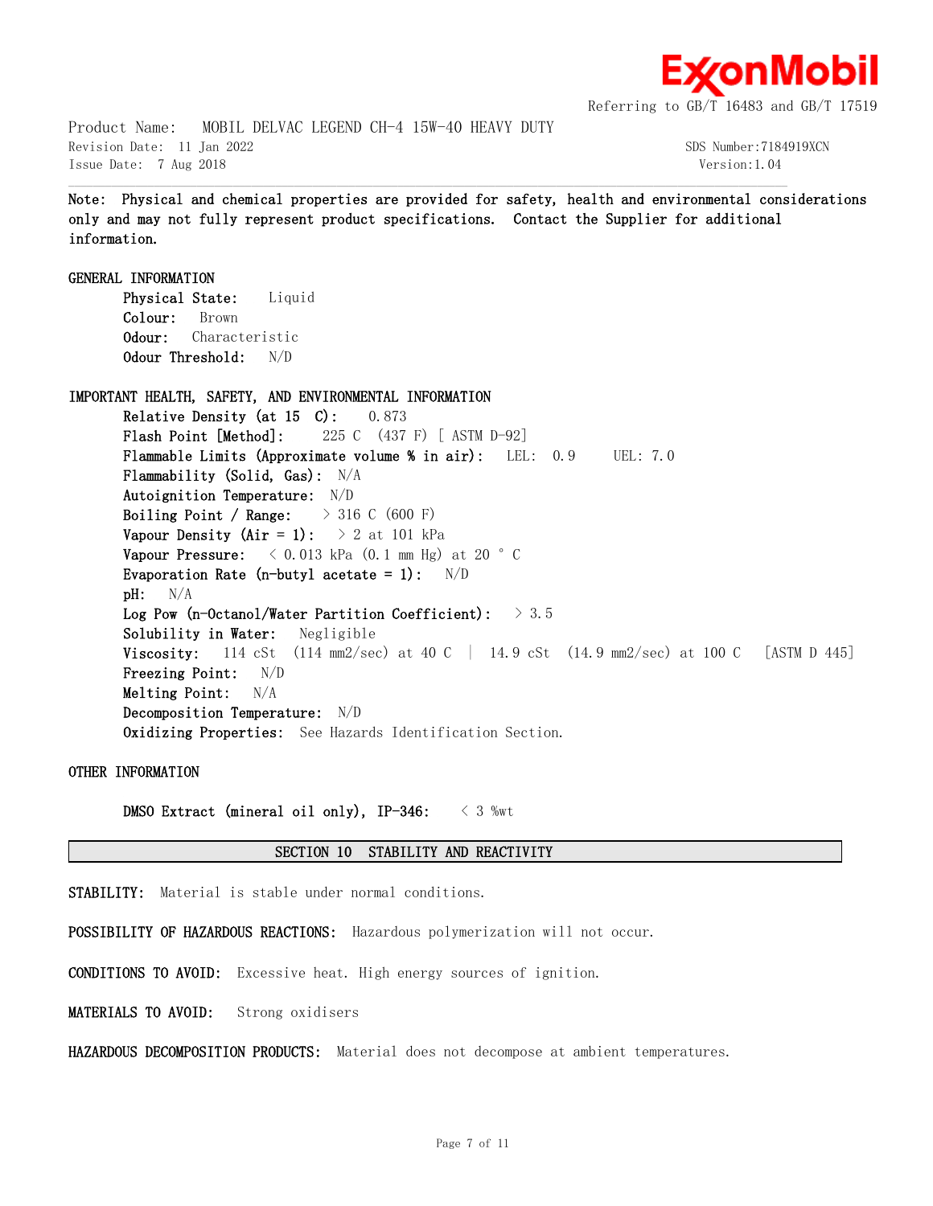Note: Physical and chemical properties are provided for safety, health and environmental considerations only and may not fully represent product specifications. Contact the Supplier for additional information.

**GENERAL INFORMATION**

**Physical State:** Liquid
**Colour:** Brown
**Odour:** Characteristic
**Odour Threshold:** N/D

**IMPORTANT HEALTH, SAFETY, AND ENVIRONMENTAL INFORMATION**

**Relative Density (at 15 C):** 0.873
**Flash Point [Method]:** 225 C (437 F) [ ASTM D-92]
**Flammable Limits (Approximate volume % in air):** LEL: 0.9 UEL: 7.0
**Flammability (Solid, Gas):** N/A
**Autoignition Temperature:** N/D
**Boiling Point / Range:** > 316 C (600 F)
**Vapour Density (Air = 1):** > 2 at 101 kPa
**Vapour Pressure:** < 0.013 kPa (0.1 mm Hg) at 20 ° C
**Evaporation Rate (n-butyl acetate = 1):** N/D
**pH:** N/A
**Log Pow (n-Octanol/Water Partition Coefficient):** > 3.5
**Solubility in Water:** Negligible
**Viscosity:** 114 cSt (114 mm2/sec) at 40 C | 14.9 cSt (14.9 mm2/sec) at 100 C [ASTM D 445]
**Freezing Point:** N/D
**Melting Point:** N/A
**Decomposition Temperature:** N/D
**Oxidizing Properties:** See Hazards Identification Section.

**OTHER INFORMATION**

**DMSO Extract (mineral oil only), IP-346:** < 3 %wt

## SECTION 10 STABILITY AND REACTIVITY

**STABILITY:** Material is stable under normal conditions.

**POSSIBILITY OF HAZARDOUS REACTIONS:** Hazardous polymerization will not occur.

**CONDITIONS TO AVOID:** Excessive heat. High energy sources of ignition.

**MATERIALS TO AVOID:** Strong oxidisers

**HAZARDOUS DECOMPOSITION PRODUCTS:** Material does not decompose at ambient temperatures.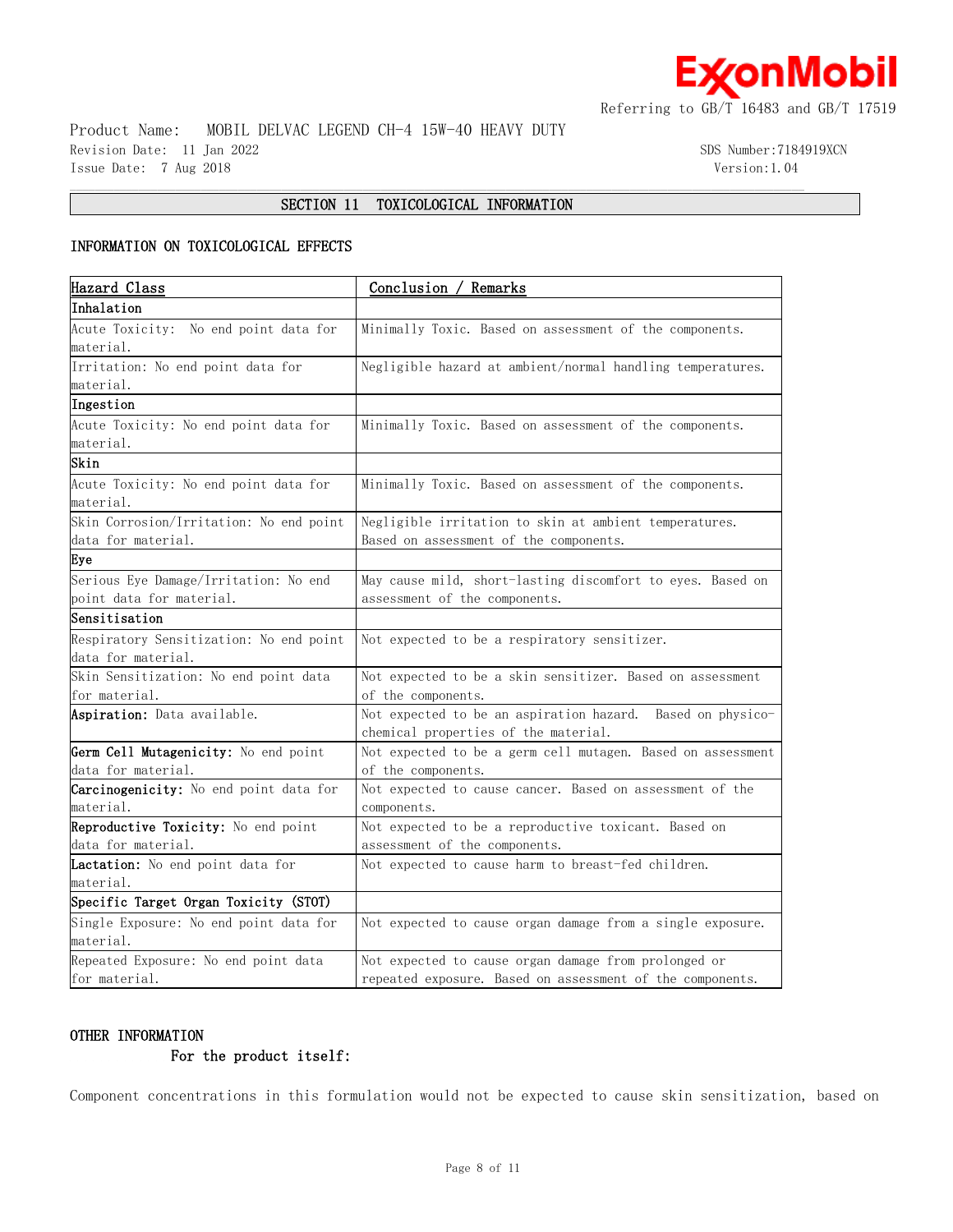## SECTION 11 TOXICOLOGICAL INFORMATION

### INFORMATION ON TOXICOLOGICAL EFFECTS

| Hazard Class | Conclusion / Remarks |
|---|---|
| **Inhalation** | |
| Acute Toxicity: No end point data for material. | Minimally Toxic. Based on assessment of the components. |
| Irritation: No end point data for material. | Negligible hazard at ambient/normal handling temperatures. |
| **Ingestion** | |
| Acute Toxicity: No end point data for material. | Minimally Toxic. Based on assessment of the components. |
| **Skin** | |
| Acute Toxicity: No end point data for material. | Minimally Toxic. Based on assessment of the components. |
| Skin Corrosion/Irritation: No end point data for material. | Negligible irritation to skin at ambient temperatures. Based on assessment of the components. |
| **Eye** | |
| Serious Eye Damage/Irritation: No end point data for material. | May cause mild, short-lasting discomfort to eyes. Based on assessment of the components. |
| **Sensitisation** | |
| Respiratory Sensitization: No end point data for material. | Not expected to be a respiratory sensitizer. |
| Skin Sensitization: No end point data for material. | Not expected to be a skin sensitizer. Based on assessment of the components. |
| **Aspiration:** Data available. | Not expected to be an aspiration hazard. Based on physico-chemical properties of the material. |
| **Germ Cell Mutagenicity:** No end point data for material. | Not expected to be a germ cell mutagen. Based on assessment of the components. |
| **Carcinogenicity:** No end point data for material. | Not expected to cause cancer. Based on assessment of the components. |
| **Reproductive Toxicity:** No end point data for material. | Not expected to be a reproductive toxicant. Based on assessment of the components. |
| **Lactation:** No end point data for material. | Not expected to cause harm to breast-fed children. |
| **Specific Target Organ Toxicity (STOT)** | |
| Single Exposure: No end point data for material. | Not expected to cause organ damage from a single exposure. |
| Repeated Exposure: No end point data for material. | Not expected to cause organ damage from prolonged or repeated exposure. Based on assessment of the components. |

### OTHER INFORMATION

**For the product itself:**

Component concentrations in this formulation would not be expected to cause skin sensitization, based on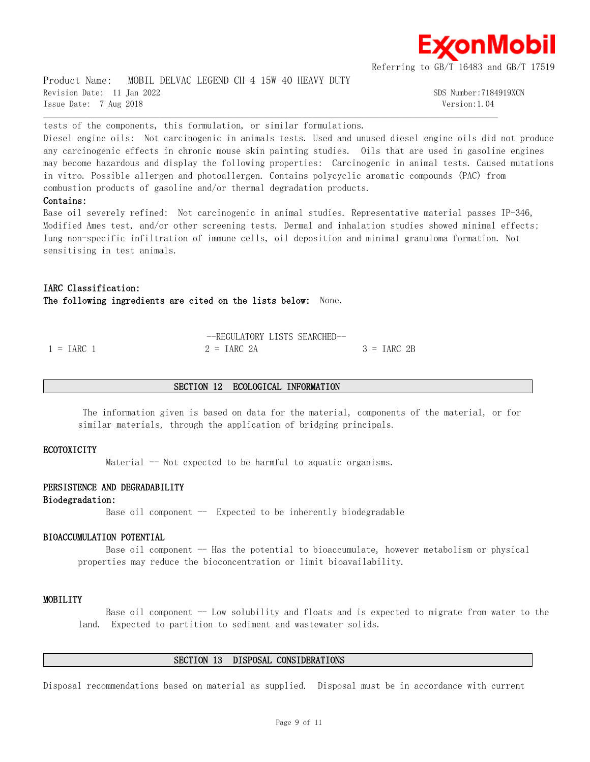tests of the components, this formulation, or similar formulations.

Diesel engine oils: Not carcinogenic in animals tests. Used and unused diesel engine oils did not produce any carcinogenic effects in chronic mouse skin painting studies. Oils that are used in gasoline engines may become hazardous and display the following properties: Carcinogenic in animal tests. Caused mutations in vitro. Possible allergen and photoallergen. Contains polycyclic aromatic compounds (PAC) from combustion products of gasoline and/or thermal degradation products.

**Contains:**

Base oil severely refined: Not carcinogenic in animal studies. Representative material passes IP-346, Modified Ames test, and/or other screening tests. Dermal and inhalation studies showed minimal effects; lung non-specific infiltration of immune cells, oil deposition and minimal granuloma formation. Not sensitising in test animals.

**IARC Classification:**

**The following ingredients are cited on the lists below:** None.

--REGULATORY LISTS SEARCHED--

| 1 = IARC 1 | 2 = IARC 2A | 3 = IARC 2B |
|---|---|---|

## SECTION 12 ECOLOGICAL INFORMATION

The information given is based on data for the material, components of the material, or for similar materials, through the application of bridging principals.

### ECOTOXICITY

Material -- Not expected to be harmful to aquatic organisms.

### PERSISTENCE AND DEGRADABILITY

**Biodegradation:**

Base oil component -- Expected to be inherently biodegradable

### BIOACCUMULATION POTENTIAL

Base oil component -- Has the potential to bioaccumulate, however metabolism or physical properties may reduce the bioconcentration or limit bioavailability.

### MOBILITY

Base oil component -- Low solubility and floats and is expected to migrate from water to the land. Expected to partition to sediment and wastewater solids.

## SECTION 13 DISPOSAL CONSIDERATIONS

Disposal recommendations based on material as supplied. Disposal must be in accordance with current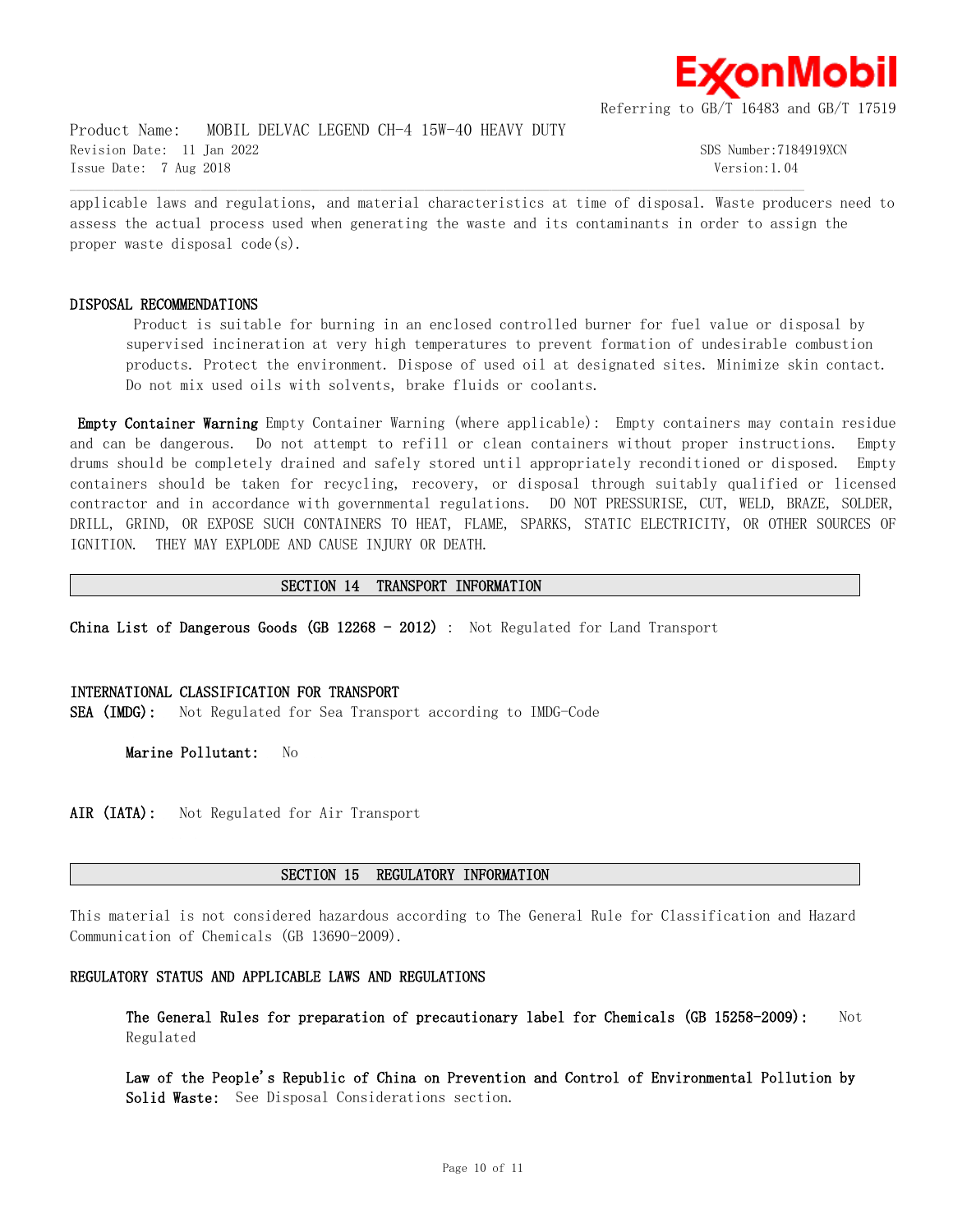applicable laws and regulations, and material characteristics at time of disposal. Waste producers need to assess the actual process used when generating the waste and its contaminants in order to assign the proper waste disposal code(s).

### DISPOSAL RECOMMENDATIONS

Product is suitable for burning in an enclosed controlled burner for fuel value or disposal by supervised incineration at very high temperatures to prevent formation of undesirable combustion products. Protect the environment. Dispose of used oil at designated sites. Minimize skin contact. Do not mix used oils with solvents, brake fluids or coolants.

**Empty Container Warning** Empty Container Warning (where applicable): Empty containers may contain residue and can be dangerous. Do not attempt to refill or clean containers without proper instructions. Empty drums should be completely drained and safely stored until appropriately reconditioned or disposed. Empty containers should be taken for recycling, recovery, or disposal through suitably qualified or licensed contractor and in accordance with governmental regulations. DO NOT PRESSURISE, CUT, WELD, BRAZE, SOLDER, DRILL, GRIND, OR EXPOSE SUCH CONTAINERS TO HEAT, FLAME, SPARKS, STATIC ELECTRICITY, OR OTHER SOURCES OF IGNITION. THEY MAY EXPLODE AND CAUSE INJURY OR DEATH.

## SECTION 14 TRANSPORT INFORMATION

**China List of Dangerous Goods (GB 12268 - 2012)** : Not Regulated for Land Transport

### INTERNATIONAL CLASSIFICATION FOR TRANSPORT

**SEA (IMDG):** Not Regulated for Sea Transport according to IMDG-Code

**Marine Pollutant:** No

**AIR (IATA):** Not Regulated for Air Transport

## SECTION 15 REGULATORY INFORMATION

This material is not considered hazardous according to The General Rule for Classification and Hazard Communication of Chemicals (GB 13690-2009).

### REGULATORY STATUS AND APPLICABLE LAWS AND REGULATIONS

**The General Rules for preparation of precautionary label for Chemicals (GB 15258-2009):** Not Regulated

**Law of the People's Republic of China on Prevention and Control of Environmental Pollution by Solid Waste:** See Disposal Considerations section.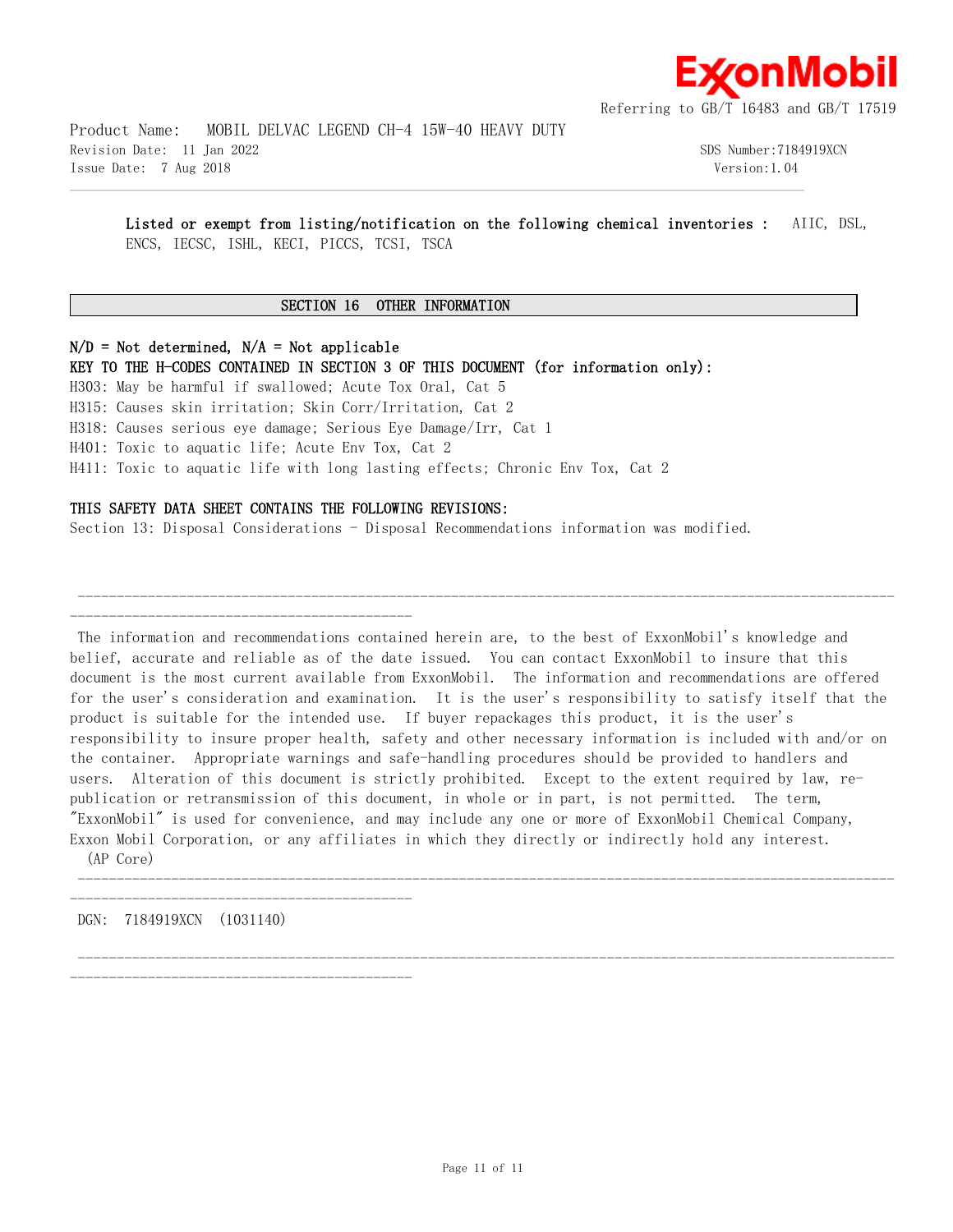**Listed or exempt from listing/notification on the following chemical inventories :** AIIC, DSL, ENCS, IECSC, ISHL, KECI, PICCS, TCSI, TSCA

## SECTION 16 OTHER INFORMATION

**N/D = Not determined, N/A = Not applicable**

**KEY TO THE H-CODES CONTAINED IN SECTION 3 OF THIS DOCUMENT (for information only):**

H303: May be harmful if swallowed; Acute Tox Oral, Cat 5
H315: Causes skin irritation; Skin Corr/Irritation, Cat 2
H318: Causes serious eye damage; Serious Eye Damage/Irr, Cat 1
H401: Toxic to aquatic life; Acute Env Tox, Cat 2
H411: Toxic to aquatic life with long lasting effects; Chronic Env Tox, Cat 2

**THIS SAFETY DATA SHEET CONTAINS THE FOLLOWING REVISIONS:**

Section 13: Disposal Considerations - Disposal Recommendations information was modified.

---

The information and recommendations contained herein are, to the best of ExxonMobil's knowledge and belief, accurate and reliable as of the date issued. You can contact ExxonMobil to insure that this document is the most current available from ExxonMobil. The information and recommendations are offered for the user's consideration and examination. It is the user's responsibility to satisfy itself that the product is suitable for the intended use. If buyer repackages this product, it is the user's responsibility to insure proper health, safety and other necessary information is included with and/or on the container. Appropriate warnings and safe-handling procedures should be provided to handlers and users. Alteration of this document is strictly prohibited. Except to the extent required by law, re-publication or retransmission of this document, in whole or in part, is not permitted. The term, "ExxonMobil" is used for convenience, and may include any one or more of ExxonMobil Chemical Company, Exxon Mobil Corporation, or any affiliates in which they directly or indirectly hold any interest.
(AP Core)

---

DGN: 7184919XCN (1031140)

---